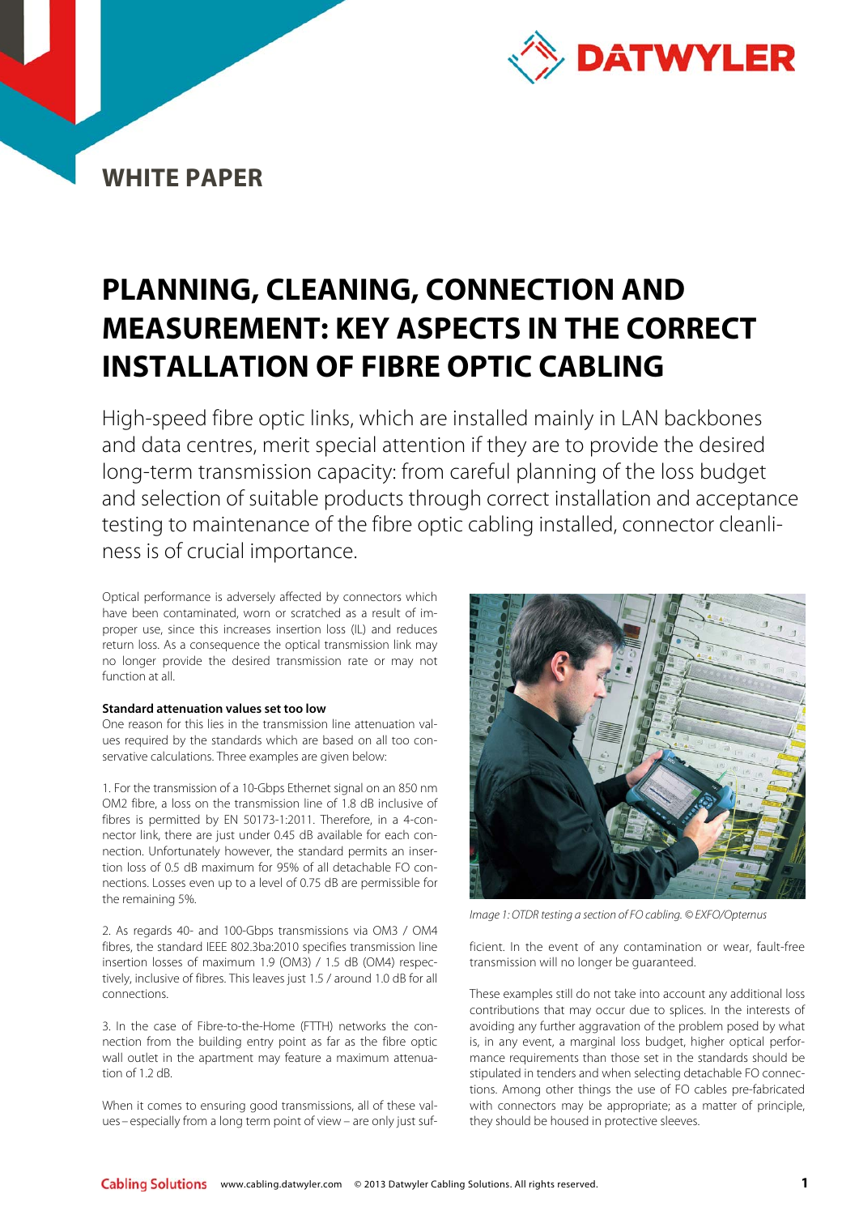WHITE PAPER

# PLANNING, CLEANING, CONNECTION AND MEASUREMENT: KEY ASPECTS IN THE CORRECT INSTALLATION OF FIBRE OPTIC CABLING

High-speed fibre optic links, which are installed mainly in LAN backbones and data centres, merit special attention if they are to provide the desired long-term transmission capacity: from careful planning of the loss budget and selection of suitable products through correct installation and acceptance testing to maintenance of the fibre optic cabling installed, connector cleanliness is of crucial importance.

Optical performance is adversely affected by connectors which have been contaminated, worn or scratched as a result of improper use, since this increases insertion loss (IL) and reduces return loss. As a consequence the optical transmission link may no longer provide the desired transmission rate or may not function at all.

**Standard attenuation values set too low**

One reason for this lies in the transmission line attenuation values required by the standards which are based on all too conservative calculations. Three examples are given below:

1. For the transmission of a 10-Gbps Ethernet signal on an 850 nm OM2 fibre, a loss on the transmission line of 1.8 dB inclusive of fibres is permitted by EN 50173-1:2011. Therefore, in a 4-connector link, there are just under 0.45 dB available for each connection. Unfortunately however, the standard permits an insertion loss of 0.5 dB maximum for 95% of all detachable FO connections. Losses even up to a level of 0.75 dB are permissible for the remaining 5%.

2. As regards 40- and 100-Gbps transmissions via OM3 / OM4 fibres, the standard IEEE 802.3ba:2010 specifies transmission line insertion losses of maximum 1.9 (OM3) / 1.5 dB (OM4) respectively, inclusive of fibres. This leaves just 1.5 / around 1.0 dB for all connections.

3. In the case of Fibre-to-the-Home (FTTH) networks the connection from the building entry point as far as the fibre optic wall outlet in the apartment may feature a maximum attenuation of 1.2 dB.

When it comes to ensuring good transmissions, all of these values – especially from a long term point of view – are only just sufficient. In the event of any contamination or wear, fault-free transmission will no longer be guaranteed.

*Image 1: OTDR testing a section of FO cabling. © EXFO/Opternus*

These examples still do not take into account any additional loss contributions that may occur due to splices. In the interests of avoiding any further aggravation of the problem posed by what is, in any event, a marginal loss budget, higher optical performance requirements than those set in the standards should be stipulated in tenders and when selecting detachable FO connections. Among other things the use of FO cables pre-fabricated with connectors may be appropriate; as a matter of principle, they should be housed in protective sleeves.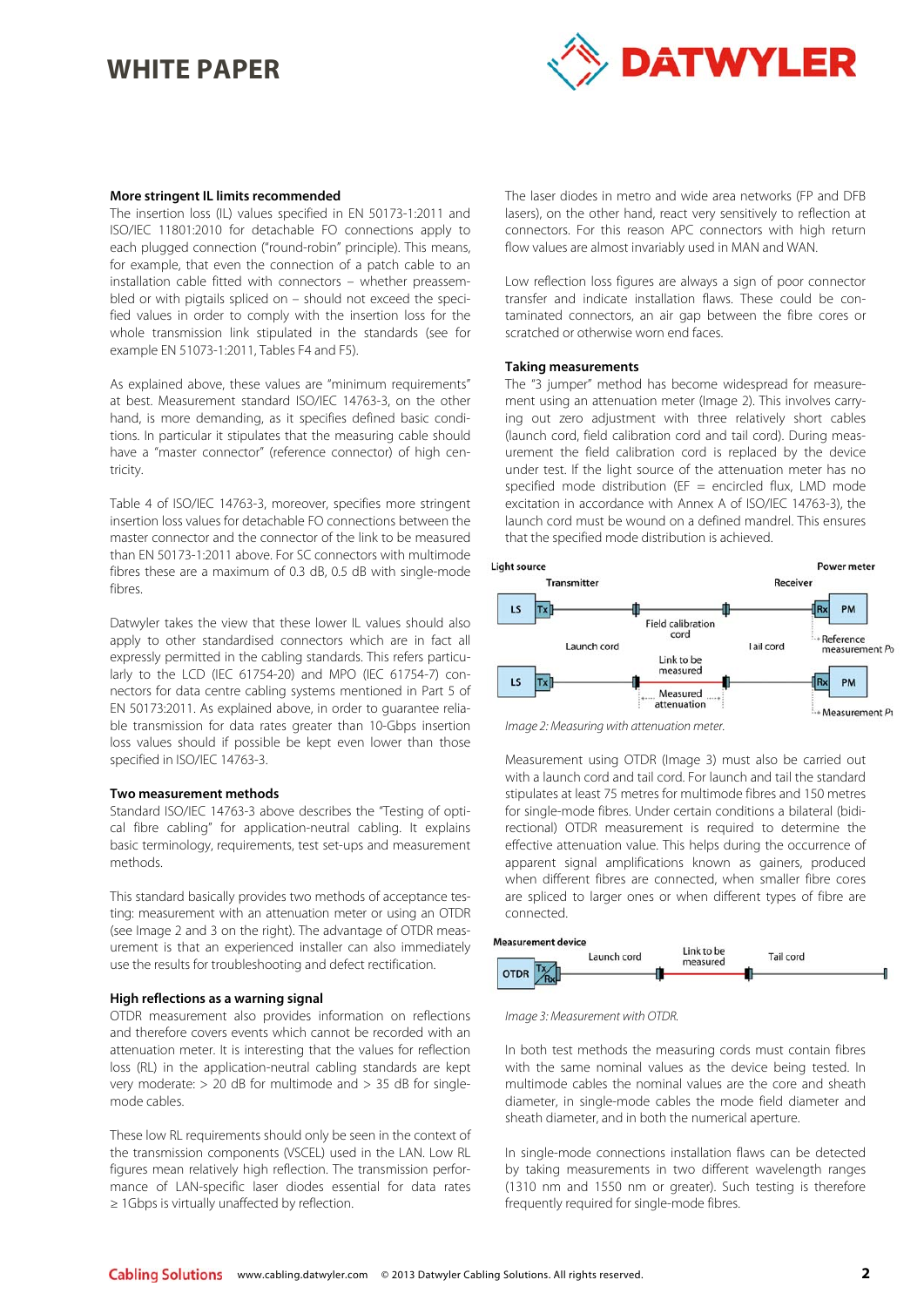#### More stringent IL limits recommended

The insertion loss (IL) values specified in EN 50173-1:2011 and ISO/IEC 11801:2010 for detachable FO connections apply to each plugged connection ("round-robin" principle). This means, for example, that even the connection of a patch cable to an installation cable fitted with connectors – whether preassembled or with pigtails spliced on – should not exceed the specified values in order to comply with the insertion loss for the whole transmission link stipulated in the standards (see for example EN 51073-1:2011, Tables F4 and F5).

As explained above, these values are "minimum requirements" at best. Measurement standard ISO/IEC 14763-3, on the other hand, is more demanding, as it specifies defined basic conditions. In particular it stipulates that the measuring cable should have a "master connector" (reference connector) of high centricity.

Table 4 of ISO/IEC 14763-3, moreover, specifies more stringent insertion loss values for detachable FO connections between the master connector and the connector of the link to be measured than EN 50173-1:2011 above. For SC connectors with multimode fibres these are a maximum of 0.3 dB, 0.5 dB with single-mode fibres.

Datwyler takes the view that these lower IL values should also apply to other standardised connectors which are in fact all expressly permitted in the cabling standards. This refers particularly to the LCD (IEC 61754-20) and MPO (IEC 61754-7) connectors for data centre cabling systems mentioned in Part 5 of EN 50173:2011. As explained above, in order to guarantee reliable transmission for data rates greater than 10-Gbps insertion loss values should if possible be kept even lower than those specified in ISO/IEC 14763-3.

#### Two measurement methods

Standard ISO/IEC 14763-3 above describes the "Testing of optical fibre cabling" for application-neutral cabling. It explains basic terminology, requirements, test set-ups and measurement methods.

This standard basically provides two methods of acceptance testing: measurement with an attenuation meter or using an OTDR (see Image 2 and 3 on the right). The advantage of OTDR measurement is that an experienced installer can also immediately use the results for troubleshooting and defect rectification.

#### High reflections as a warning signal

OTDR measurement also provides information on reflections and therefore covers events which cannot be recorded with an attenuation meter. It is interesting that the values for reflection loss (RL) in the application-neutral cabling standards are kept very moderate: > 20 dB for multimode and > 35 dB for single-mode cables.

These low RL requirements should only be seen in the context of the transmission components (VSCEL) used in the LAN. Low RL figures mean relatively high reflection. The transmission performance of LAN-specific laser diodes essential for data rates ≥ 1Gbps is virtually unaffected by reflection.

The laser diodes in metro and wide area networks (FP and DFB lasers), on the other hand, react very sensitively to reflection at connectors. For this reason APC connectors with high return flow values are almost invariably used in MAN and WAN.

Low reflection loss figures are always a sign of poor connector transfer and indicate installation flaws. These could be contaminated connectors, an air gap between the fibre cores or scratched or otherwise worn end faces.

#### Taking measurements

The "3 jumper" method has become widespread for measurement using an attenuation meter (Image 2). This involves carrying out zero adjustment with three relatively short cables (launch cord, field calibration cord and tail cord). During measurement the field calibration cord is replaced by the device under test. If the light source of the attenuation meter has no specified mode distribution (EF = encircled flux, LMD mode excitation in accordance with Annex A of ISO/IEC 14763-3), the launch cord must be wound on a defined mandrel. This ensures that the specified mode distribution is achieved.

Light source — Transmitter — LS — Tx — Launch cord — Field calibration cord — Tail cord — Rx — PM — Receiver — Power meter — Reference measurement $P_0$ — Link to be measured — Measured attenuation — Measurement $P_1$

*Image 2: Measuring with attenuation meter.*

Measurement using OTDR (Image 3) must also be carried out with a launch cord and tail cord. For launch and tail the standard stipulates at least 75 metres for multimode fibres and 150 metres for single-mode fibres. Under certain conditions a bilateral (bidirectional) OTDR measurement is required to determine the effective attenuation value. This helps during the occurrence of apparent signal amplifications known as gainers, produced when different fibres are connected, when smaller fibre cores are spliced to larger ones or when different types of fibre are connected.

Measurement device — OTDR — Tx/Rx — Launch cord — Link to be measured — Tail cord

*Image 3: Measurement with OTDR.*

In both test methods the measuring cords must contain fibres with the same nominal values as the device being tested. In multimode cables the nominal values are the core and sheath diameter, in single-mode cables the mode field diameter and sheath diameter, and in both the numerical aperture.

In single-mode connections installation flaws can be detected by taking measurements in two different wavelength ranges (1310 nm and 1550 nm or greater). Such testing is therefore frequently required for single-mode fibres.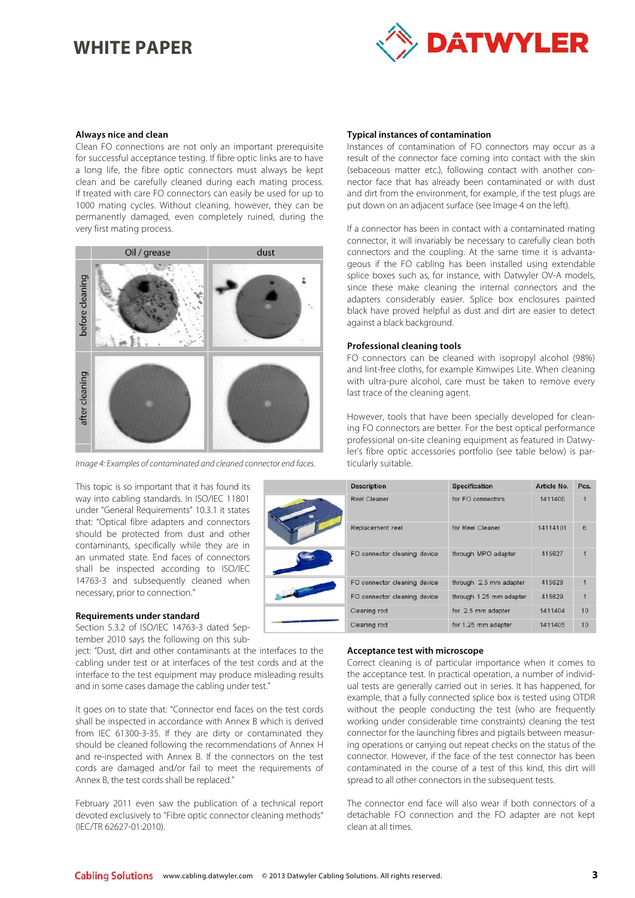### Always nice and clean

Clean FO connections are not only an important prerequisite for successful acceptance testing. If fibre optic links are to have a long life, the fibre optic connectors must always be kept clean and be carefully cleaned during each mating process. If treated with care FO connectors can easily be used for up to 1000 mating cycles. Without cleaning, however, they can be permanently damaged, even completely ruined, during the very first mating process.

| | Oil / grease | dust |
|---|---|---|
| before cleaning | | |
| after cleaning | | |

*Image 4: Examples of contaminated and cleaned connector end faces.*

This topic is so important that it has found its way into cabling standards. In ISO/IEC 11801 under "General Requirements" 10.3.1 it states that: "Optical fibre adapters and connectors should be protected from dust and other contaminants, specifically while they are in an unmated state. End faces of connectors shall be inspected according to ISO/IEC 14763-3 and subsequently cleaned when necessary, prior to connection."

### Requirements under standard

Section 5.3.2 of ISO/IEC 14763-3 dated September 2010 says the following on this subject: "Dust, dirt and other contaminants at the interfaces to the cabling under test or at interfaces of the test cords and at the interface to the test equipment may produce misleading results and in some cases damage the cabling under test."

It goes on to state that: "Connector end faces on the test cords shall be inspected in accordance with Annex B which is derived from IEC 61300-3-35. If they are dirty or contaminated they should be cleaned following the recommendations of Annex H and re-inspected with Annex B. If the connectors on the test cords are damaged and/or fail to meet the requirements of Annex B, the test cords shall be replaced."

February 2011 even saw the publication of a technical report devoted exclusively to "Fibre optic connector cleaning methods" (IEC/TR 62627-01:2010).

### Typical instances of contamination

Instances of contamination of FO connectors may occur as a result of the connector face coming into contact with the skin (sebaceous matter etc.), following contact with another connector face that has already been contaminated or with dust and dirt from the environment, for example, if the test plugs are put down on an adjacent surface (see Image 4 on the left).

If a connector has been in contact with a contaminated mating connector, it will invariably be necessary to carefully clean both connectors and the coupling. At the same time it is advantageous if the FO cabling has been installed using extendable splice boxes such as, for instance, with Datwyler OV-A models, since these make cleaning the internal connectors and the adapters considerably easier. Splice box enclosures painted black have proved helpful as dust and dirt are easier to detect against a black background.

### Professional cleaning tools

FO connectors can be cleaned with isopropyl alcohol (98%) and lint-free cloths, for example Kimwipes Lite. When cleaning with ultra-pure alcohol, care must be taken to remove every last trace of the cleaning agent.

However, tools that have been specially developed for cleaning FO connectors are better. For the best optical performance professional on-site cleaning equipment as featured in Datwyler's fibre optic accessories portfolio (see table below) is particularly suitable.

| Description | Specification | Article No. | Pcs. |
|---|---|---|---|
| Reel Cleaner | for FO connectors | 1411400 | 1 |
| Replacement reel | for Reel Cleaner | 14114101 | 6 |
| FO connector cleaning device | through MPO adaptor | 415627 | 1 |
| FO connector cleaning device | through 2.5 mm adapter | 415628 | 1 |
| FO connector cleaning device | through 1.25 mm adapter | 415629 | 1 |
| Cleaning rod | for 2.5 mm adapter | 1411404 | 10 |
| Cleaning rod | for 1.25 mm adapter | 1411405 | 10 |

### Acceptance test with microscope

Correct cleaning is of particular importance when it comes to the acceptance test. In practical operation, a number of individual tests are generally carried out in series. It has happened, for example, that a fully connected splice box is tested using OTDR without the people conducting the test (who are frequently working under considerable time constraints) cleaning the test connector for the launching fibres and pigtails between measuring operations or carrying out repeat checks on the status of the connector. However, if the face of the test connector has been contaminated in the course of a test of this kind, this dirt will spread to all other connectors in the subsequent tests.

The connector end face will also wear if both connectors of a detachable FO connection and the FO adapter are not kept clean at all times.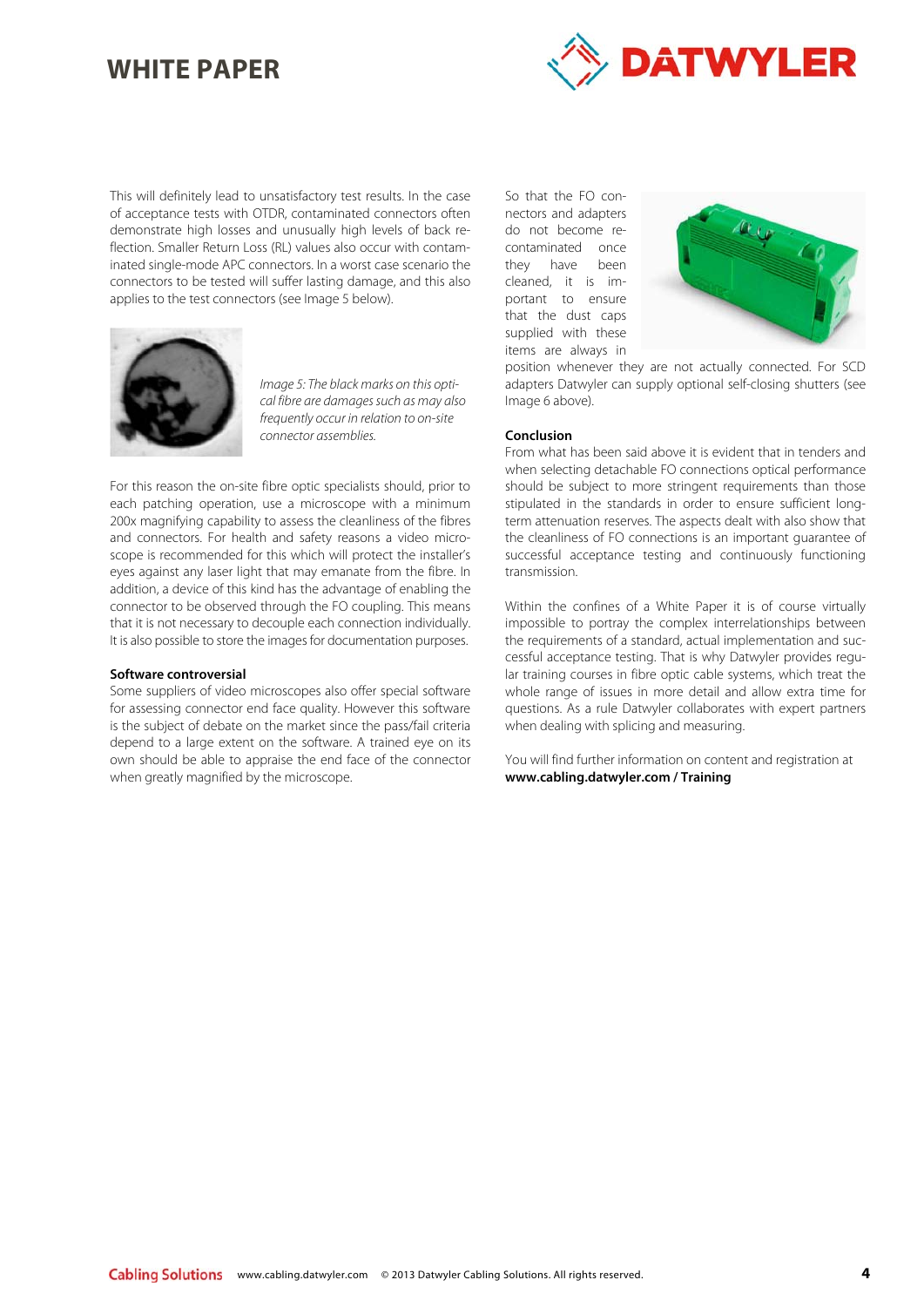This will definitely lead to unsatisfactory test results. In the case of acceptance tests with OTDR, contaminated connectors often demonstrate high losses and unusually high levels of back reflection. Smaller Return Loss (RL) values also occur with contaminated single-mode APC connectors. In a worst case scenario the connectors to be tested will suffer lasting damage, and this also applies to the test connectors (see Image 5 below).

*Image 5: The black marks on this optical fibre are damages such as may also frequently occur in relation to on-site connector assemblies.*

For this reason the on-site fibre optic specialists should, prior to each patching operation, use a microscope with a minimum 200x magnifying capability to assess the cleanliness of the fibres and connectors. For health and safety reasons a video microscope is recommended for this which will protect the installer's eyes against any laser light that may emanate from the fibre. In addition, a device of this kind has the advantage of enabling the connector to be observed through the FO coupling. This means that it is not necessary to decouple each connection individually. It is also possible to store the images for documentation purposes.

**Software controversial**

Some suppliers of video microscopes also offer special software for assessing connector end face quality. However this software is the subject of debate on the market since the pass/fail criteria depend to a large extent on the software. A trained eye on its own should be able to appraise the end face of the connector when greatly magnified by the microscope.

So that the FO connectors and adapters do not become recontaminated once they have been cleaned, it is important to ensure that the dust caps supplied with these items are always in position whenever they are not actually connected. For SCD adapters Datwyler can supply optional self-closing shutters (see Image 6 above).

**Conclusion**

From what has been said above it is evident that in tenders and when selecting detachable FO connections optical performance should be subject to more stringent requirements than those stipulated in the standards in order to ensure sufficient long-term attenuation reserves. The aspects dealt with also show that the cleanliness of FO connections is an important guarantee of successful acceptance testing and continuously functioning transmission.

Within the confines of a White Paper it is of course virtually impossible to portray the complex interrelationships between the requirements of a standard, actual implementation and successful acceptance testing. That is why Datwyler provides regular training courses in fibre optic cable systems, which treat the whole range of issues in more detail and allow extra time for questions. As a rule Datwyler collaborates with expert partners when dealing with splicing and measuring.

You will find further information on content and registration at **www.cabling.datwyler.com / Training**